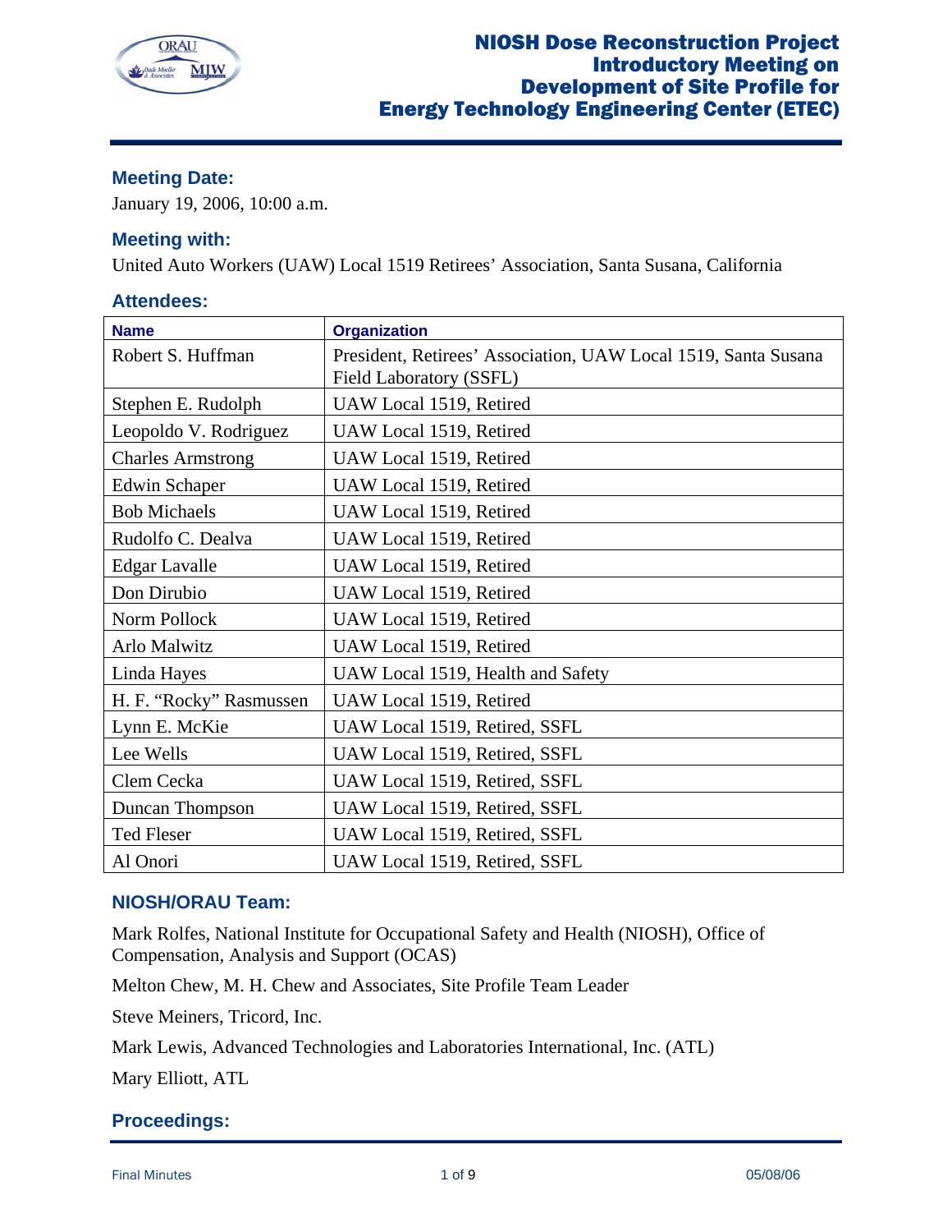# NIOSH Dose Reconstruction Project Introductory Meeting on Development of Site Profile for Energy Technology Engineering Center (ETEC)

## Meeting Date:

January 19, 2006, 10:00 a.m.

## Meeting with:

United Auto Workers (UAW) Local 1519 Retirees' Association, Santa Susana, California

## Attendees:

| Name | Organization |
| --- | --- |
| Robert S. Huffman | President, Retirees' Association, UAW Local 1519, Santa Susana Field Laboratory (SSFL) |
| Stephen E. Rudolph | UAW Local 1519, Retired |
| Leopoldo V. Rodriguez | UAW Local 1519, Retired |
| Charles Armstrong | UAW Local 1519, Retired |
| Edwin Schaper | UAW Local 1519, Retired |
| Bob Michaels | UAW Local 1519, Retired |
| Rudolfo C. Dealva | UAW Local 1519, Retired |
| Edgar Lavalle | UAW Local 1519, Retired |
| Don Dirubio | UAW Local 1519, Retired |
| Norm Pollock | UAW Local 1519, Retired |
| Arlo Malwitz | UAW Local 1519, Retired |
| Linda Hayes | UAW Local 1519, Health and Safety |
| H. F. "Rocky" Rasmussen | UAW Local 1519, Retired |
| Lynn E. McKie | UAW Local 1519, Retired, SSFL |
| Lee Wells | UAW Local 1519, Retired, SSFL |
| Clem Cecka | UAW Local 1519, Retired, SSFL |
| Duncan Thompson | UAW Local 1519, Retired, SSFL |
| Ted Fleser | UAW Local 1519, Retired, SSFL |
| Al Onori | UAW Local 1519, Retired, SSFL |

## NIOSH/ORAU Team:

Mark Rolfes, National Institute for Occupational Safety and Health (NIOSH), Office of Compensation, Analysis and Support (OCAS)

Melton Chew, M. H. Chew and Associates, Site Profile Team Leader

Steve Meiners, Tricord, Inc.

Mark Lewis, Advanced Technologies and Laboratories International, Inc. (ATL)

Mary Elliott, ATL

## Proceedings: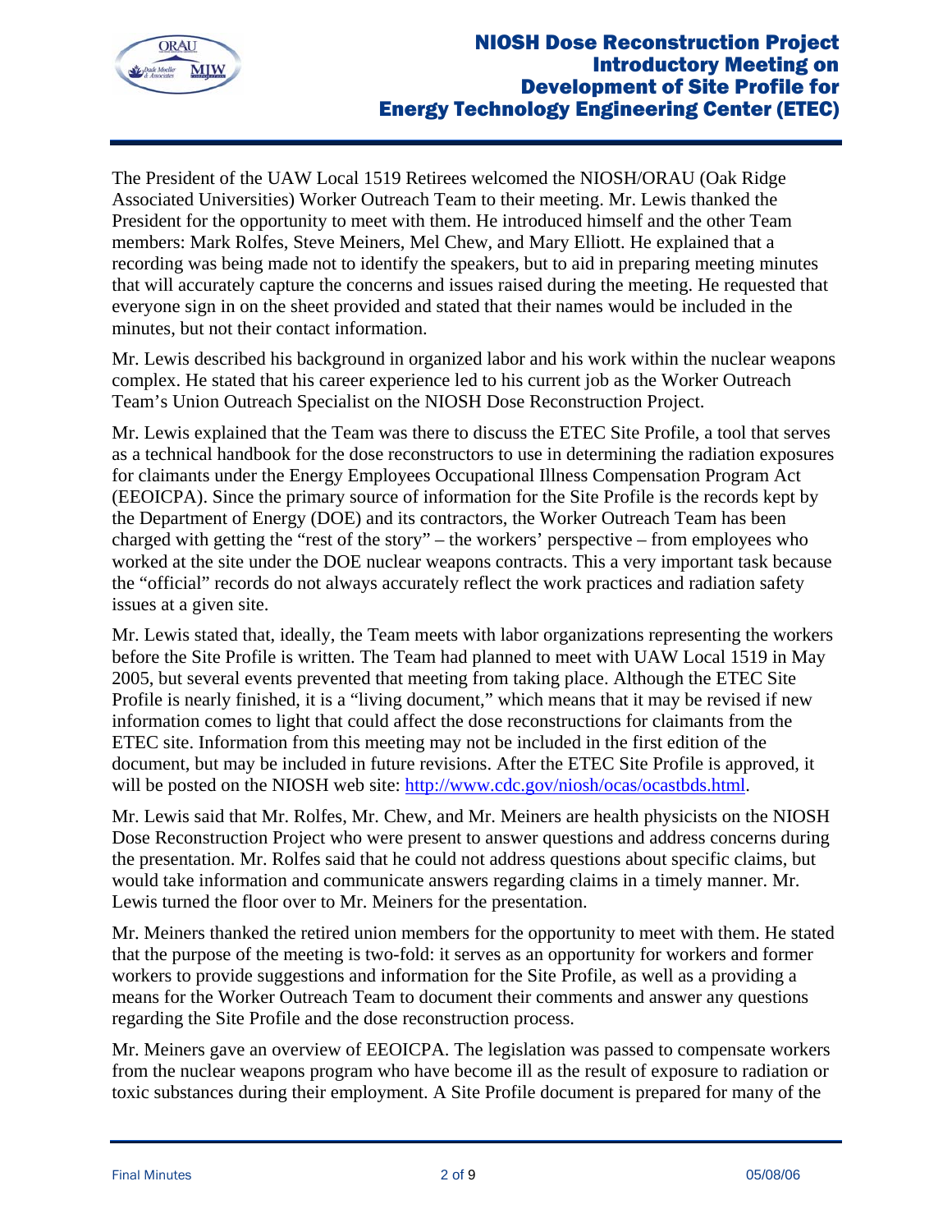The President of the UAW Local 1519 Retirees welcomed the NIOSH/ORAU (Oak Ridge Associated Universities) Worker Outreach Team to their meeting. Mr. Lewis thanked the President for the opportunity to meet with them. He introduced himself and the other Team members: Mark Rolfes, Steve Meiners, Mel Chew, and Mary Elliott. He explained that a recording was being made not to identify the speakers, but to aid in preparing meeting minutes that will accurately capture the concerns and issues raised during the meeting. He requested that everyone sign in on the sheet provided and stated that their names would be included in the minutes, but not their contact information.

Mr. Lewis described his background in organized labor and his work within the nuclear weapons complex. He stated that his career experience led to his current job as the Worker Outreach Team's Union Outreach Specialist on the NIOSH Dose Reconstruction Project.

Mr. Lewis explained that the Team was there to discuss the ETEC Site Profile, a tool that serves as a technical handbook for the dose reconstructors to use in determining the radiation exposures for claimants under the Energy Employees Occupational Illness Compensation Program Act (EEOICPA). Since the primary source of information for the Site Profile is the records kept by the Department of Energy (DOE) and its contractors, the Worker Outreach Team has been charged with getting the "rest of the story" – the workers' perspective – from employees who worked at the site under the DOE nuclear weapons contracts. This a very important task because the "official" records do not always accurately reflect the work practices and radiation safety issues at a given site.

Mr. Lewis stated that, ideally, the Team meets with labor organizations representing the workers before the Site Profile is written. The Team had planned to meet with UAW Local 1519 in May 2005, but several events prevented that meeting from taking place. Although the ETEC Site Profile is nearly finished, it is a "living document," which means that it may be revised if new information comes to light that could affect the dose reconstructions for claimants from the ETEC site. Information from this meeting may not be included in the first edition of the document, but may be included in future revisions. After the ETEC Site Profile is approved, it will be posted on the NIOSH web site: http://www.cdc.gov/niosh/ocas/ocastbds.html.

Mr. Lewis said that Mr. Rolfes, Mr. Chew, and Mr. Meiners are health physicists on the NIOSH Dose Reconstruction Project who were present to answer questions and address concerns during the presentation. Mr. Rolfes said that he could not address questions about specific claims, but would take information and communicate answers regarding claims in a timely manner. Mr. Lewis turned the floor over to Mr. Meiners for the presentation.

Mr. Meiners thanked the retired union members for the opportunity to meet with them. He stated that the purpose of the meeting is two-fold: it serves as an opportunity for workers and former workers to provide suggestions and information for the Site Profile, as well as a providing a means for the Worker Outreach Team to document their comments and answer any questions regarding the Site Profile and the dose reconstruction process.

Mr. Meiners gave an overview of EEOICPA. The legislation was passed to compensate workers from the nuclear weapons program who have become ill as the result of exposure to radiation or toxic substances during their employment. A Site Profile document is prepared for many of the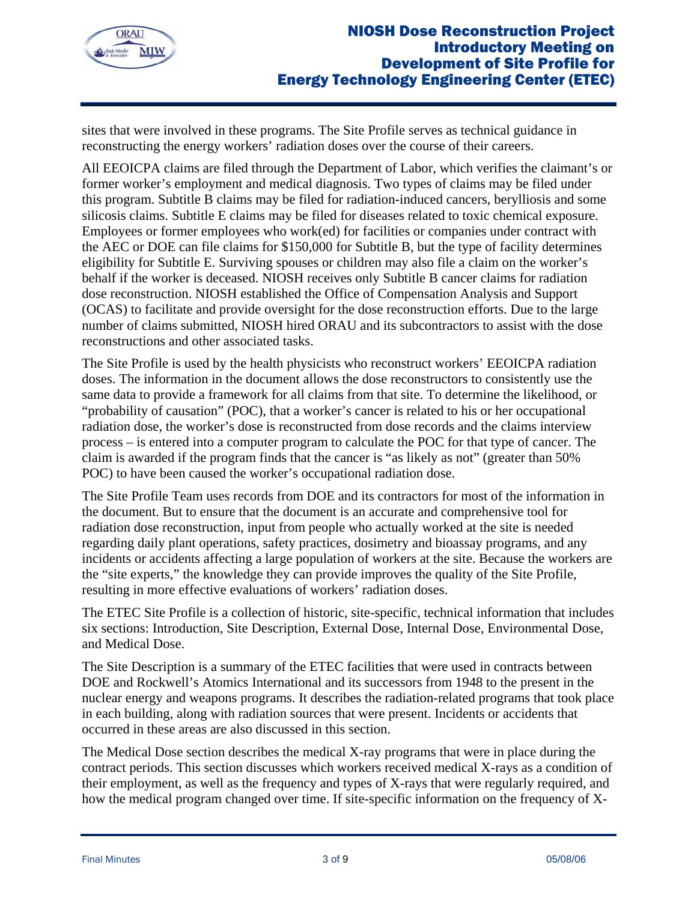sites that were involved in these programs. The Site Profile serves as technical guidance in reconstructing the energy workers' radiation doses over the course of their careers.

All EEOICPA claims are filed through the Department of Labor, which verifies the claimant's or former worker's employment and medical diagnosis. Two types of claims may be filed under this program. Subtitle B claims may be filed for radiation-induced cancers, berylliosis and some silicosis claims. Subtitle E claims may be filed for diseases related to toxic chemical exposure. Employees or former employees who work(ed) for facilities or companies under contract with the AEC or DOE can file claims for $150,000 for Subtitle B, but the type of facility determines eligibility for Subtitle E. Surviving spouses or children may also file a claim on the worker's behalf if the worker is deceased. NIOSH receives only Subtitle B cancer claims for radiation dose reconstruction. NIOSH established the Office of Compensation Analysis and Support (OCAS) to facilitate and provide oversight for the dose reconstruction efforts. Due to the large number of claims submitted, NIOSH hired ORAU and its subcontractors to assist with the dose reconstructions and other associated tasks.

The Site Profile is used by the health physicists who reconstruct workers' EEOICPA radiation doses. The information in the document allows the dose reconstructors to consistently use the same data to provide a framework for all claims from that site. To determine the likelihood, or "probability of causation" (POC), that a worker's cancer is related to his or her occupational radiation dose, the worker's dose is reconstructed from dose records and the claims interview process – is entered into a computer program to calculate the POC for that type of cancer. The claim is awarded if the program finds that the cancer is "as likely as not" (greater than 50% POC) to have been caused the worker's occupational radiation dose.

The Site Profile Team uses records from DOE and its contractors for most of the information in the document. But to ensure that the document is an accurate and comprehensive tool for radiation dose reconstruction, input from people who actually worked at the site is needed regarding daily plant operations, safety practices, dosimetry and bioassay programs, and any incidents or accidents affecting a large population of workers at the site. Because the workers are the "site experts," the knowledge they can provide improves the quality of the Site Profile, resulting in more effective evaluations of workers' radiation doses.

The ETEC Site Profile is a collection of historic, site-specific, technical information that includes six sections: Introduction, Site Description, External Dose, Internal Dose, Environmental Dose, and Medical Dose.

The Site Description is a summary of the ETEC facilities that were used in contracts between DOE and Rockwell's Atomics International and its successors from 1948 to the present in the nuclear energy and weapons programs. It describes the radiation-related programs that took place in each building, along with radiation sources that were present. Incidents or accidents that occurred in these areas are also discussed in this section.

The Medical Dose section describes the medical X-ray programs that were in place during the contract periods. This section discusses which workers received medical X-rays as a condition of their employment, as well as the frequency and types of X-rays that were regularly required, and how the medical program changed over time. If site-specific information on the frequency of X-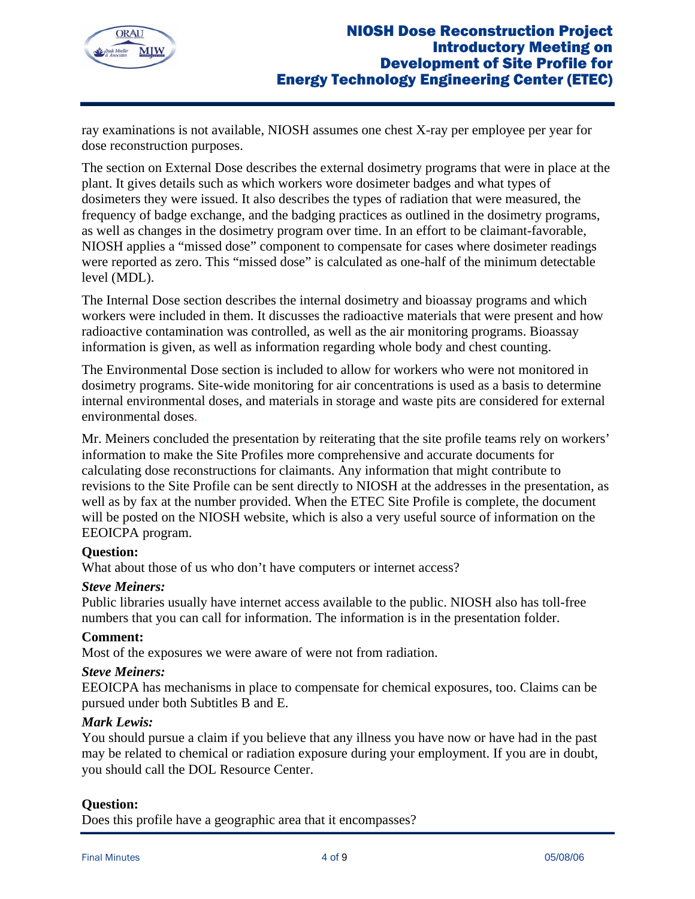ray examinations is not available, NIOSH assumes one chest X-ray per employee per year for dose reconstruction purposes.

The section on External Dose describes the external dosimetry programs that were in place at the plant. It gives details such as which workers wore dosimeter badges and what types of dosimeters they were issued. It also describes the types of radiation that were measured, the frequency of badge exchange, and the badging practices as outlined in the dosimetry programs, as well as changes in the dosimetry program over time. In an effort to be claimant-favorable, NIOSH applies a "missed dose" component to compensate for cases where dosimeter readings were reported as zero. This "missed dose" is calculated as one-half of the minimum detectable level (MDL).

The Internal Dose section describes the internal dosimetry and bioassay programs and which workers were included in them. It discusses the radioactive materials that were present and how radioactive contamination was controlled, as well as the air monitoring programs. Bioassay information is given, as well as information regarding whole body and chest counting.

The Environmental Dose section is included to allow for workers who were not monitored in dosimetry programs. Site-wide monitoring for air concentrations is used as a basis to determine internal environmental doses, and materials in storage and waste pits are considered for external environmental doses.

Mr. Meiners concluded the presentation by reiterating that the site profile teams rely on workers' information to make the Site Profiles more comprehensive and accurate documents for calculating dose reconstructions for claimants. Any information that might contribute to revisions to the Site Profile can be sent directly to NIOSH at the addresses in the presentation, as well as by fax at the number provided. When the ETEC Site Profile is complete, the document will be posted on the NIOSH website, which is also a very useful source of information on the EEOICPA program.

**Question:**
What about those of us who don't have computers or internet access?

***Steve Meiners:***
Public libraries usually have internet access available to the public. NIOSH also has toll-free numbers that you can call for information. The information is in the presentation folder.

**Comment:**
Most of the exposures we were aware of were not from radiation.

***Steve Meiners:***
EEOICPA has mechanisms in place to compensate for chemical exposures, too. Claims can be pursued under both Subtitles B and E.

***Mark Lewis:***
You should pursue a claim if you believe that any illness you have now or have had in the past may be related to chemical or radiation exposure during your employment. If you are in doubt, you should call the DOL Resource Center.

**Question:**
Does this profile have a geographic area that it encompasses?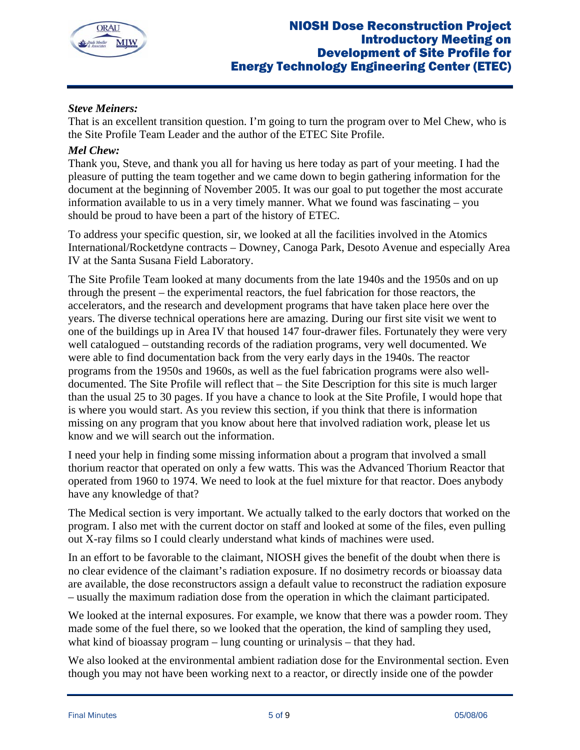***Steve Meiners:***
That is an excellent transition question. I'm going to turn the program over to Mel Chew, who is the Site Profile Team Leader and the author of the ETEC Site Profile.

***Mel Chew:***
Thank you, Steve, and thank you all for having us here today as part of your meeting. I had the pleasure of putting the team together and we came down to begin gathering information for the document at the beginning of November 2005. It was our goal to put together the most accurate information available to us in a very timely manner. What we found was fascinating – you should be proud to have been a part of the history of ETEC.

To address your specific question, sir, we looked at all the facilities involved in the Atomics International/Rocketdyne contracts – Downey, Canoga Park, Desoto Avenue and especially Area IV at the Santa Susana Field Laboratory.

The Site Profile Team looked at many documents from the late 1940s and the 1950s and on up through the present – the experimental reactors, the fuel fabrication for those reactors, the accelerators, and the research and development programs that have taken place here over the years. The diverse technical operations here are amazing. During our first site visit we went to one of the buildings up in Area IV that housed 147 four-drawer files. Fortunately they were very well catalogued – outstanding records of the radiation programs, very well documented. We were able to find documentation back from the very early days in the 1940s. The reactor programs from the 1950s and 1960s, as well as the fuel fabrication programs were also well-documented. The Site Profile will reflect that – the Site Description for this site is much larger than the usual 25 to 30 pages. If you have a chance to look at the Site Profile, I would hope that is where you would start. As you review this section, if you think that there is information missing on any program that you know about here that involved radiation work, please let us know and we will search out the information.

I need your help in finding some missing information about a program that involved a small thorium reactor that operated on only a few watts. This was the Advanced Thorium Reactor that operated from 1960 to 1974. We need to look at the fuel mixture for that reactor. Does anybody have any knowledge of that?

The Medical section is very important. We actually talked to the early doctors that worked on the program. I also met with the current doctor on staff and looked at some of the files, even pulling out X-ray films so I could clearly understand what kinds of machines were used.

In an effort to be favorable to the claimant, NIOSH gives the benefit of the doubt when there is no clear evidence of the claimant's radiation exposure. If no dosimetry records or bioassay data are available, the dose reconstructors assign a default value to reconstruct the radiation exposure – usually the maximum radiation dose from the operation in which the claimant participated.

We looked at the internal exposures. For example, we know that there was a powder room. They made some of the fuel there, so we looked that the operation, the kind of sampling they used, what kind of bioassay program – lung counting or urinalysis – that they had.

We also looked at the environmental ambient radiation dose for the Environmental section. Even though you may not have been working next to a reactor, or directly inside one of the powder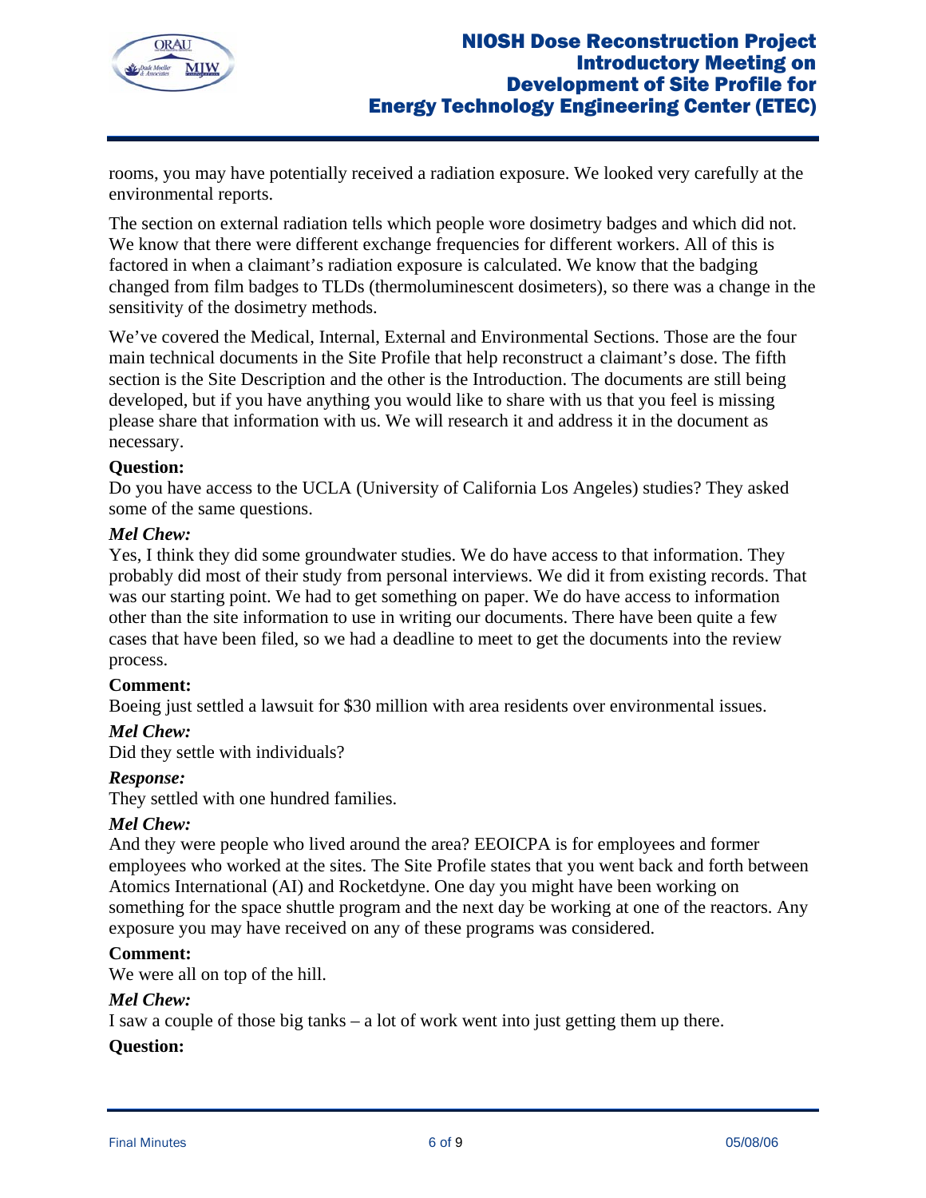rooms, you may have potentially received a radiation exposure. We looked very carefully at the environmental reports.

The section on external radiation tells which people wore dosimetry badges and which did not. We know that there were different exchange frequencies for different workers. All of this is factored in when a claimant's radiation exposure is calculated. We know that the badging changed from film badges to TLDs (thermoluminescent dosimeters), so there was a change in the sensitivity of the dosimetry methods.

We've covered the Medical, Internal, External and Environmental Sections. Those are the four main technical documents in the Site Profile that help reconstruct a claimant's dose. The fifth section is the Site Description and the other is the Introduction. The documents are still being developed, but if you have anything you would like to share with us that you feel is missing please share that information with us. We will research it and address it in the document as necessary.

**Question:**
Do you have access to the UCLA (University of California Los Angeles) studies? They asked some of the same questions.

***Mel Chew:***
Yes, I think they did some groundwater studies. We do have access to that information. They probably did most of their study from personal interviews. We did it from existing records. That was our starting point. We had to get something on paper. We do have access to information other than the site information to use in writing our documents. There have been quite a few cases that have been filed, so we had a deadline to meet to get the documents into the review process.

**Comment:**
Boeing just settled a lawsuit for $30 million with area residents over environmental issues.

***Mel Chew:***
Did they settle with individuals?

***Response:***
They settled with one hundred families.

***Mel Chew:***
And they were people who lived around the area? EEOICPA is for employees and former employees who worked at the sites. The Site Profile states that you went back and forth between Atomics International (AI) and Rocketdyne. One day you might have been working on something for the space shuttle program and the next day be working at one of the reactors. Any exposure you may have received on any of these programs was considered.

**Comment:**
We were all on top of the hill.

***Mel Chew:***
I saw a couple of those big tanks – a lot of work went into just getting them up there.

**Question:**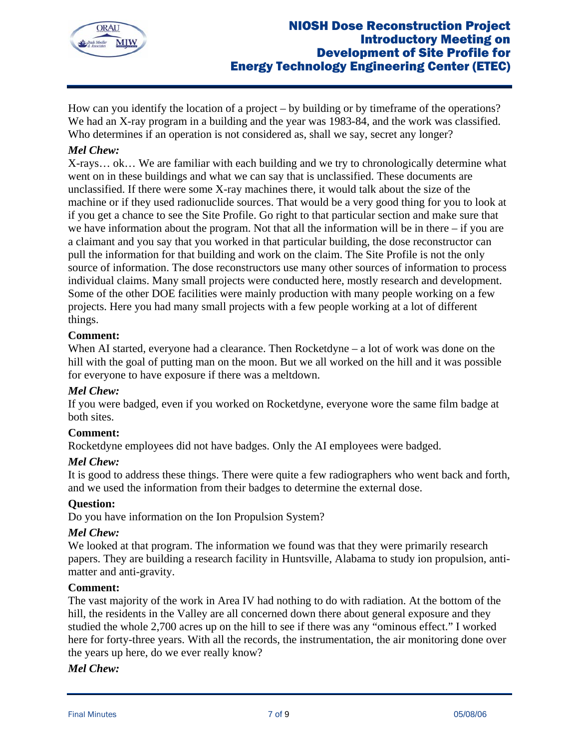How can you identify the location of a project – by building or by timeframe of the operations? We had an X-ray program in a building and the year was 1983-84, and the work was classified. Who determines if an operation is not considered as, shall we say, secret any longer?

***Mel Chew:***

X-rays… ok… We are familiar with each building and we try to chronologically determine what went on in these buildings and what we can say that is unclassified. These documents are unclassified. If there were some X-ray machines there, it would talk about the size of the machine or if they used radionuclide sources. That would be a very good thing for you to look at if you get a chance to see the Site Profile. Go right to that particular section and make sure that we have information about the program. Not that all the information will be in there – if you are a claimant and you say that you worked in that particular building, the dose reconstructor can pull the information for that building and work on the claim. The Site Profile is not the only source of information. The dose reconstructors use many other sources of information to process individual claims. Many small projects were conducted here, mostly research and development. Some of the other DOE facilities were mainly production with many people working on a few projects. Here you had many small projects with a few people working at a lot of different things.

**Comment:**

When AI started, everyone had a clearance. Then Rocketdyne – a lot of work was done on the hill with the goal of putting man on the moon. But we all worked on the hill and it was possible for everyone to have exposure if there was a meltdown.

***Mel Chew:***

If you were badged, even if you worked on Rocketdyne, everyone wore the same film badge at both sites.

**Comment:**

Rocketdyne employees did not have badges. Only the AI employees were badged.

***Mel Chew:***

It is good to address these things. There were quite a few radiographers who went back and forth, and we used the information from their badges to determine the external dose.

**Question:**

Do you have information on the Ion Propulsion System?

***Mel Chew:***

We looked at that program. The information we found was that they were primarily research papers. They are building a research facility in Huntsville, Alabama to study ion propulsion, anti-matter and anti-gravity.

**Comment:**

The vast majority of the work in Area IV had nothing to do with radiation. At the bottom of the hill, the residents in the Valley are all concerned down there about general exposure and they studied the whole 2,700 acres up on the hill to see if there was any "ominous effect." I worked here for forty-three years. With all the records, the instrumentation, the air monitoring done over the years up here, do we ever really know?

***Mel Chew:***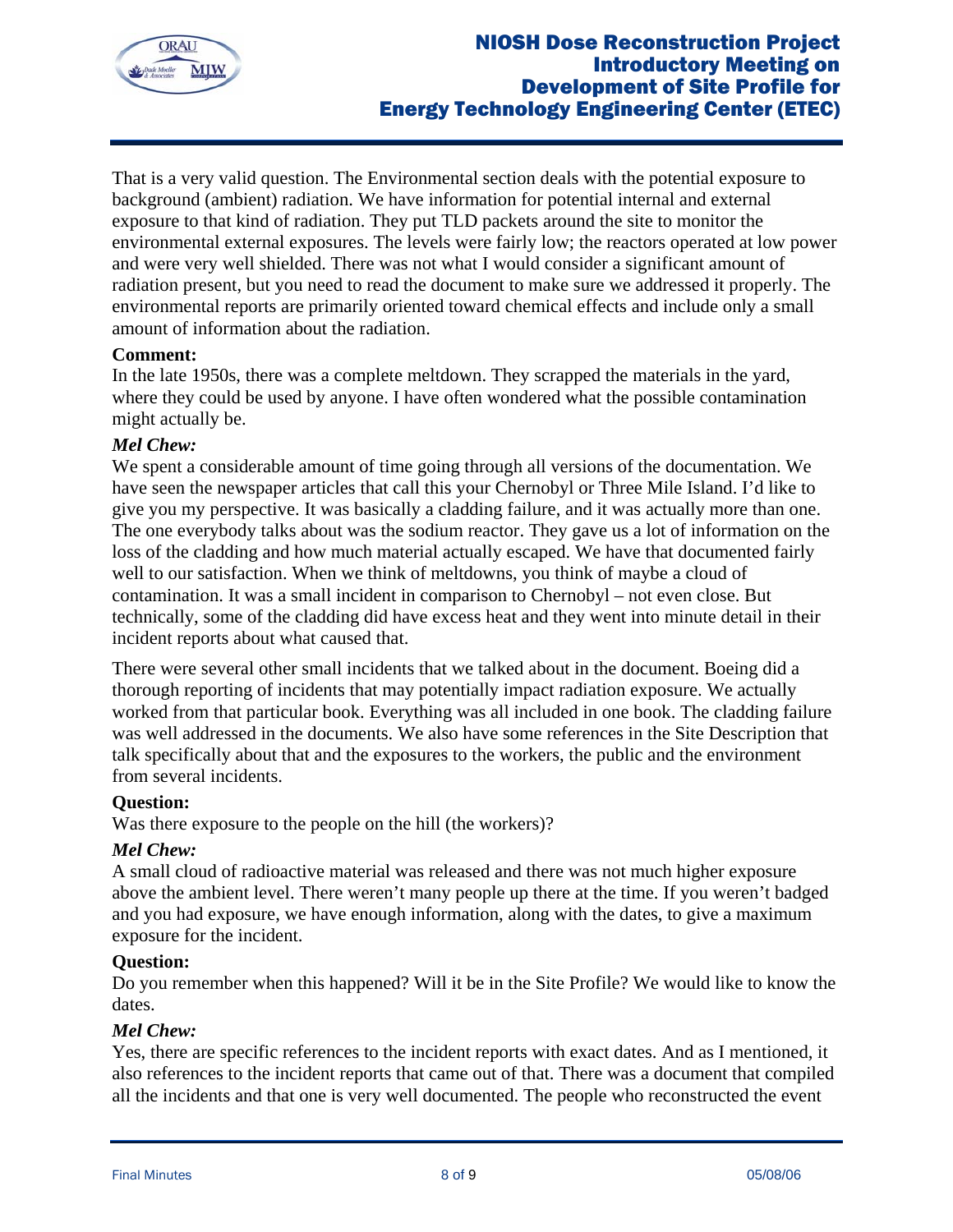That is a very valid question. The Environmental section deals with the potential exposure to background (ambient) radiation. We have information for potential internal and external exposure to that kind of radiation. They put TLD packets around the site to monitor the environmental external exposures. The levels were fairly low; the reactors operated at low power and were very well shielded. There was not what I would consider a significant amount of radiation present, but you need to read the document to make sure we addressed it properly. The environmental reports are primarily oriented toward chemical effects and include only a small amount of information about the radiation.

**Comment:**

In the late 1950s, there was a complete meltdown. They scrapped the materials in the yard, where they could be used by anyone. I have often wondered what the possible contamination might actually be.

***Mel Chew:***

We spent a considerable amount of time going through all versions of the documentation. We have seen the newspaper articles that call this your Chernobyl or Three Mile Island. I'd like to give you my perspective. It was basically a cladding failure, and it was actually more than one. The one everybody talks about was the sodium reactor. They gave us a lot of information on the loss of the cladding and how much material actually escaped. We have that documented fairly well to our satisfaction. When we think of meltdowns, you think of maybe a cloud of contamination. It was a small incident in comparison to Chernobyl – not even close. But technically, some of the cladding did have excess heat and they went into minute detail in their incident reports about what caused that.

There were several other small incidents that we talked about in the document. Boeing did a thorough reporting of incidents that may potentially impact radiation exposure. We actually worked from that particular book. Everything was all included in one book. The cladding failure was well addressed in the documents. We also have some references in the Site Description that talk specifically about that and the exposures to the workers, the public and the environment from several incidents.

**Question:**

Was there exposure to the people on the hill (the workers)?

***Mel Chew:***

A small cloud of radioactive material was released and there was not much higher exposure above the ambient level. There weren't many people up there at the time. If you weren't badged and you had exposure, we have enough information, along with the dates, to give a maximum exposure for the incident.

**Question:**

Do you remember when this happened? Will it be in the Site Profile? We would like to know the dates.

***Mel Chew:***

Yes, there are specific references to the incident reports with exact dates. And as I mentioned, it also references to the incident reports that came out of that. There was a document that compiled all the incidents and that one is very well documented. The people who reconstructed the event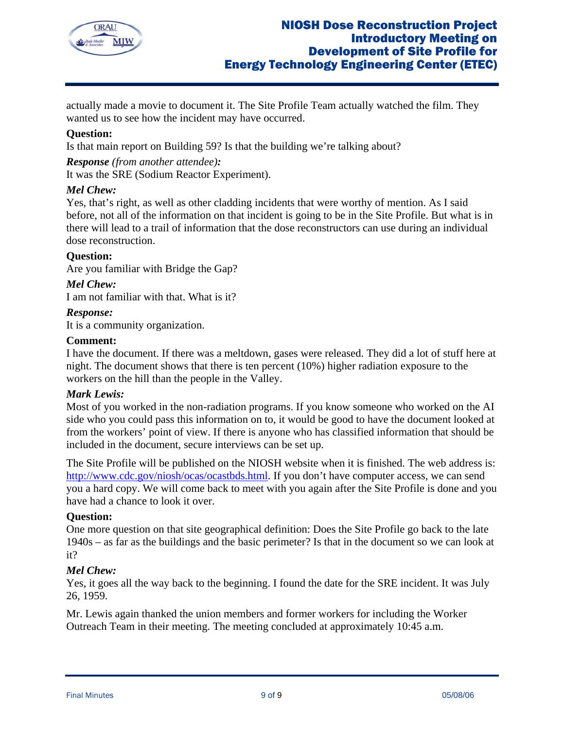actually made a movie to document it. The Site Profile Team actually watched the film. They wanted us to see how the incident may have occurred.

**Question:**
Is that main report on Building 59? Is that the building we're talking about?

***Response*** *(from another attendee)**:***
It was the SRE (Sodium Reactor Experiment).

***Mel Chew:***
Yes, that's right, as well as other cladding incidents that were worthy of mention. As I said before, not all of the information on that incident is going to be in the Site Profile. But what is in there will lead to a trail of information that the dose reconstructors can use during an individual dose reconstruction.

**Question:**
Are you familiar with Bridge the Gap?

***Mel Chew:***
I am not familiar with that. What is it?

***Response:***
It is a community organization.

**Comment:**
I have the document. If there was a meltdown, gases were released. They did a lot of stuff here at night. The document shows that there is ten percent (10%) higher radiation exposure to the workers on the hill than the people in the Valley.

***Mark Lewis:***
Most of you worked in the non-radiation programs. If you know someone who worked on the AI side who you could pass this information on to, it would be good to have the document looked at from the workers' point of view. If there is anyone who has classified information that should be included in the document, secure interviews can be set up.

The Site Profile will be published on the NIOSH website when it is finished. The web address is: http://www.cdc.gov/niosh/ocas/ocastbds.html. If you don't have computer access, we can send you a hard copy. We will come back to meet with you again after the Site Profile is done and you have had a chance to look it over.

**Question:**
One more question on that site geographical definition: Does the Site Profile go back to the late 1940s – as far as the buildings and the basic perimeter? Is that in the document so we can look at it?

***Mel Chew:***
Yes, it goes all the way back to the beginning. I found the date for the SRE incident. It was July 26, 1959.

Mr. Lewis again thanked the union members and former workers for including the Worker Outreach Team in their meeting. The meeting concluded at approximately 10:45 a.m.